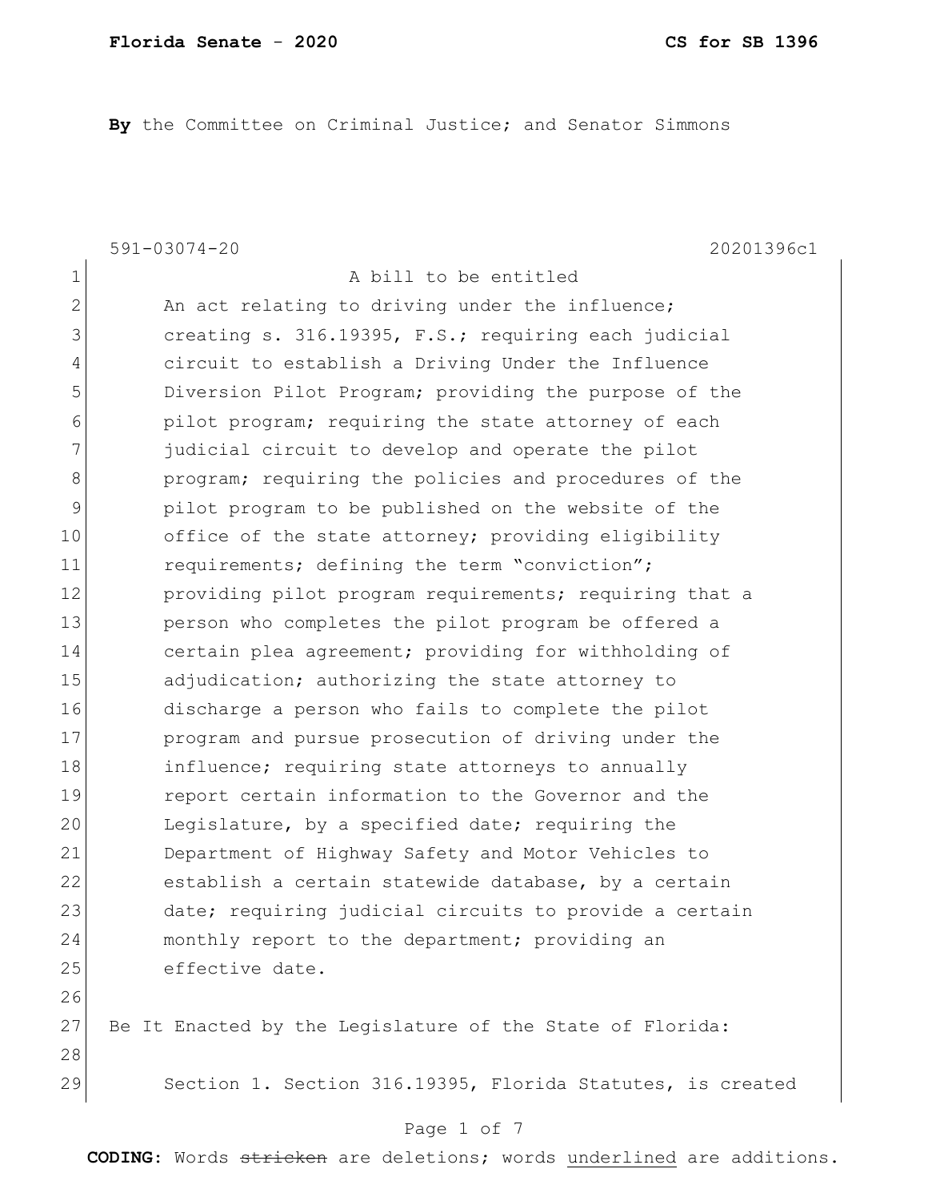By the Committee on Criminal Justice; and Senator Simmons

591-03074-20 20201396c1

1 A bill to be entitled
2 An act relating to driving under the influence;
3 creating s. 316.19395, F.S.; requiring each judicial
4 circuit to establish a Driving Under the Influence
5 Diversion Pilot Program; providing the purpose of the
6 pilot program; requiring the state attorney of each
7 judicial circuit to develop and operate the pilot
8 program; requiring the policies and procedures of the
9 pilot program to be published on the website of the
10 office of the state attorney; providing eligibility
11 requirements; defining the term "conviction";
12 providing pilot program requirements; requiring that a
13 person who completes the pilot program be offered a
14 certain plea agreement; providing for withholding of
15 adjudication; authorizing the state attorney to
16 discharge a person who fails to complete the pilot
17 program and pursue prosecution of driving under the
18 influence; requiring state attorneys to annually
19 report certain information to the Governor and the
20 Legislature, by a specified date; requiring the
21 Department of Highway Safety and Motor Vehicles to
22 establish a certain statewide database, by a certain
23 date; requiring judicial circuits to provide a certain
24 monthly report to the department; providing an
25 effective date.
26
27 Be It Enacted by the Legislature of the State of Florida:
28
29 Section 1. Section 316.19395, Florida Statutes, is created

**CODING:** Words ~~stricken~~ are deletions; words underlined are additions.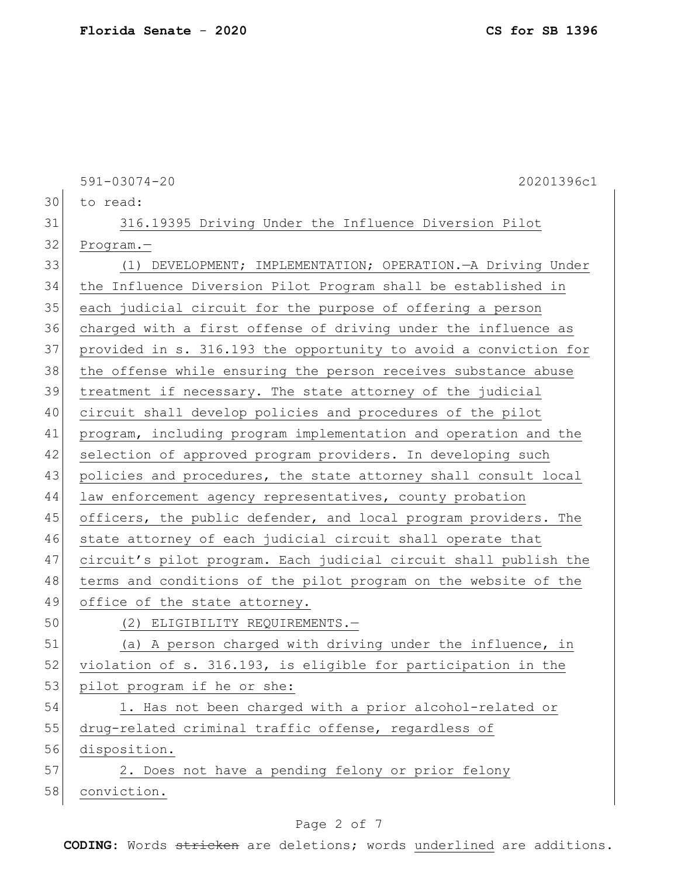591-03074-20 20201396c1

to read:

316.19395 Driving Under the Influence Diversion Pilot Program.—

(1) DEVELOPMENT; IMPLEMENTATION; OPERATION.—A Driving Under the Influence Diversion Pilot Program shall be established in each judicial circuit for the purpose of offering a person charged with a first offense of driving under the influence as provided in s. 316.193 the opportunity to avoid a conviction for the offense while ensuring the person receives substance abuse treatment if necessary. The state attorney of the judicial circuit shall develop policies and procedures of the pilot program, including program implementation and operation and the selection of approved program providers. In developing such policies and procedures, the state attorney shall consult local law enforcement agency representatives, county probation officers, the public defender, and local program providers. The state attorney of each judicial circuit shall operate that circuit's pilot program. Each judicial circuit shall publish the terms and conditions of the pilot program on the website of the office of the state attorney.

(2) ELIGIBILITY REQUIREMENTS.—

(a) A person charged with driving under the influence, in violation of s. 316.193, is eligible for participation in the pilot program if he or she:

1. Has not been charged with a prior alcohol-related or drug-related criminal traffic offense, regardless of disposition.

2. Does not have a pending felony or prior felony conviction.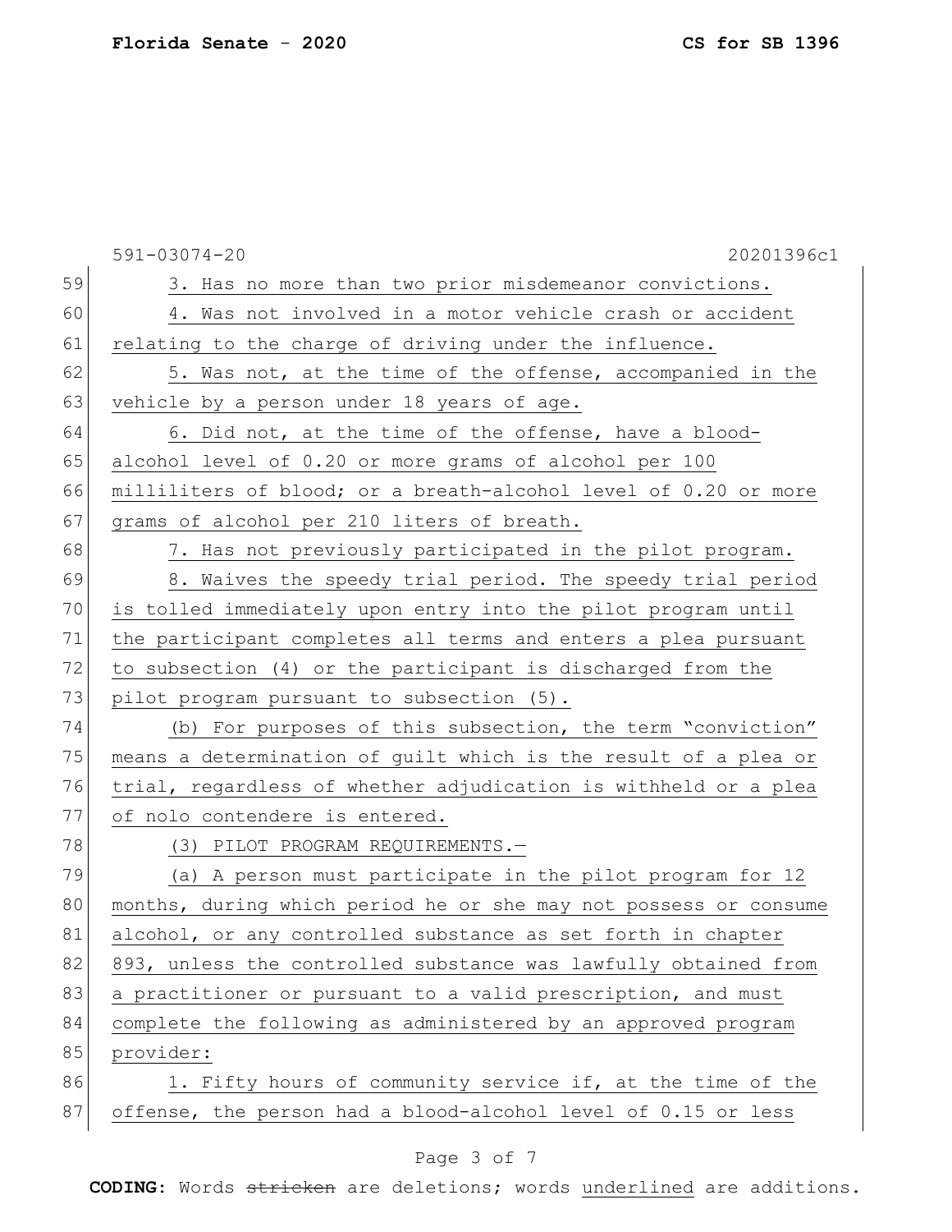3. Has no more than two prior misdemeanor convictions.

4. Was not involved in a motor vehicle crash or accident relating to the charge of driving under the influence.

5. Was not, at the time of the offense, accompanied in the vehicle by a person under 18 years of age.

6. Did not, at the time of the offense, have a blood-alcohol level of 0.20 or more grams of alcohol per 100 milliliters of blood; or a breath-alcohol level of 0.20 or more grams of alcohol per 210 liters of breath.

7. Has not previously participated in the pilot program.

8. Waives the speedy trial period. The speedy trial period is tolled immediately upon entry into the pilot program until the participant completes all terms and enters a plea pursuant to subsection (4) or the participant is discharged from the pilot program pursuant to subsection (5).

(b) For purposes of this subsection, the term "conviction" means a determination of guilt which is the result of a plea or trial, regardless of whether adjudication is withheld or a plea of nolo contendere is entered.

(3) PILOT PROGRAM REQUIREMENTS.—

(a) A person must participate in the pilot program for 12 months, during which period he or she may not possess or consume alcohol, or any controlled substance as set forth in chapter 893, unless the controlled substance was lawfully obtained from a practitioner or pursuant to a valid prescription, and must complete the following as administered by an approved program provider:

1. Fifty hours of community service if, at the time of the offense, the person had a blood-alcohol level of 0.15 or less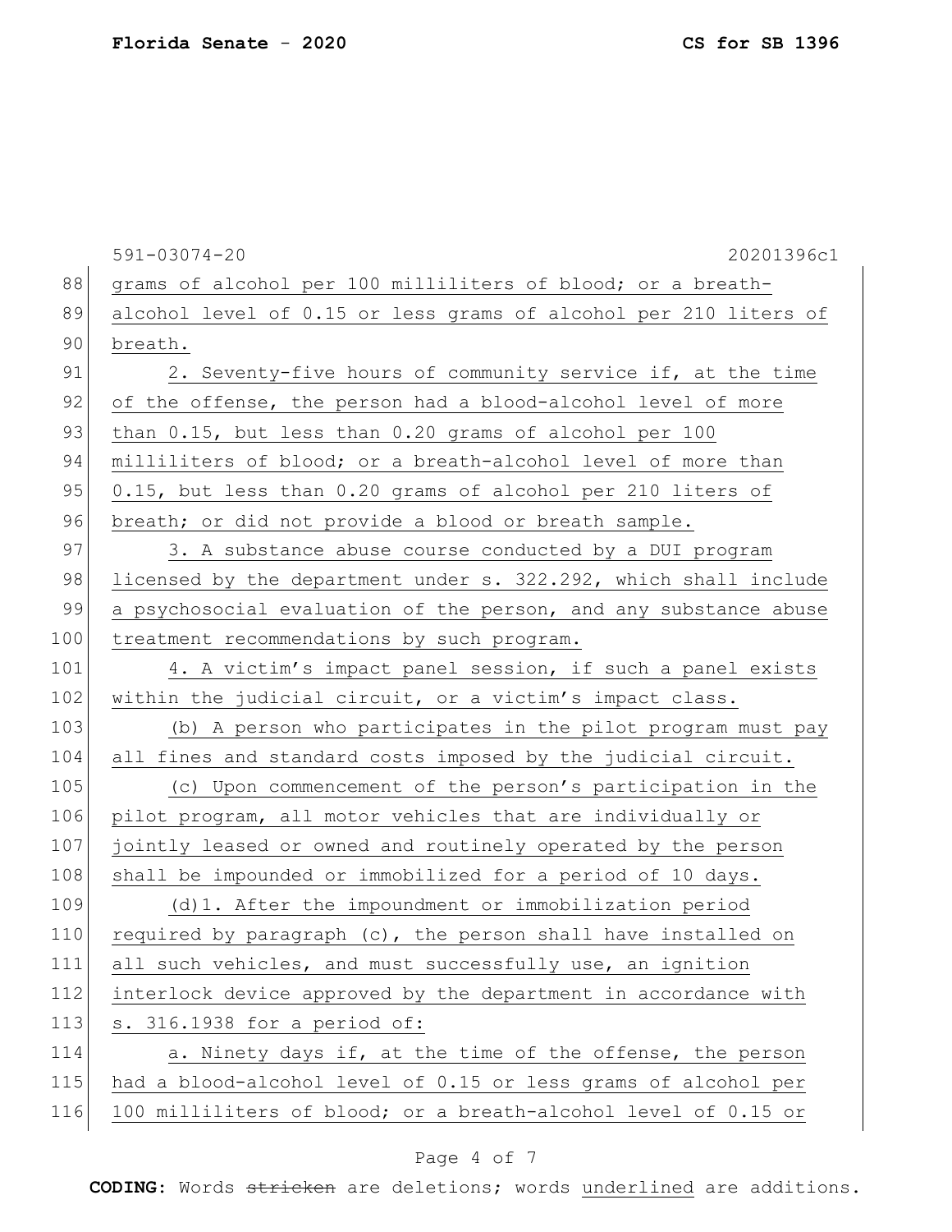grams of alcohol per 100 milliliters of blood; or a breath-alcohol level of 0.15 or less grams of alcohol per 210 liters of breath.

2. Seventy-five hours of community service if, at the time of the offense, the person had a blood-alcohol level of more than 0.15, but less than 0.20 grams of alcohol per 100 milliliters of blood; or a breath-alcohol level of more than 0.15, but less than 0.20 grams of alcohol per 210 liters of breath; or did not provide a blood or breath sample.

3. A substance abuse course conducted by a DUI program licensed by the department under s. 322.292, which shall include a psychosocial evaluation of the person, and any substance abuse treatment recommendations by such program.

4. A victim's impact panel session, if such a panel exists within the judicial circuit, or a victim's impact class.

(b) A person who participates in the pilot program must pay all fines and standard costs imposed by the judicial circuit.

(c) Upon commencement of the person's participation in the pilot program, all motor vehicles that are individually or jointly leased or owned and routinely operated by the person shall be impounded or immobilized for a period of 10 days.

(d)1. After the impoundment or immobilization period required by paragraph (c), the person shall have installed on all such vehicles, and must successfully use, an ignition interlock device approved by the department in accordance with s. 316.1938 for a period of:

a. Ninety days if, at the time of the offense, the person had a blood-alcohol level of 0.15 or less grams of alcohol per 100 milliliters of blood; or a breath-alcohol level of 0.15 or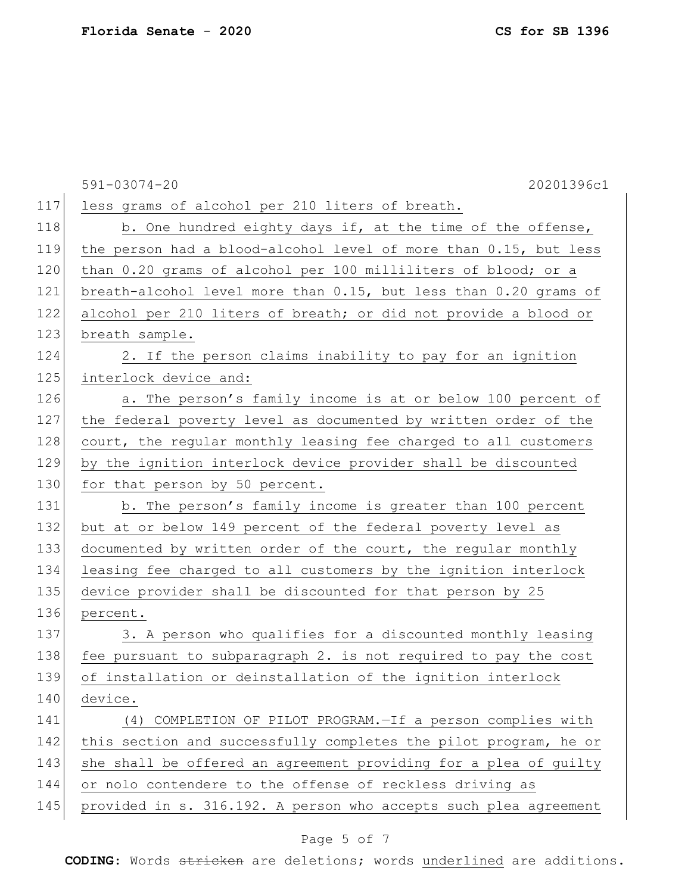591-03074-20 20201396c1

117 less grams of alcohol per 210 liters of breath.

118 b. One hundred eighty days if, at the time of the offense,
119 the person had a blood-alcohol level of more than 0.15, but less
120 than 0.20 grams of alcohol per 100 milliliters of blood; or a
121 breath-alcohol level more than 0.15, but less than 0.20 grams of
122 alcohol per 210 liters of breath; or did not provide a blood or
123 breath sample.

124 2. If the person claims inability to pay for an ignition
125 interlock device and:

126 a. The person's family income is at or below 100 percent of
127 the federal poverty level as documented by written order of the
128 court, the regular monthly leasing fee charged to all customers
129 by the ignition interlock device provider shall be discounted
130 for that person by 50 percent.

131 b. The person's family income is greater than 100 percent
132 but at or below 149 percent of the federal poverty level as
133 documented by written order of the court, the regular monthly
134 leasing fee charged to all customers by the ignition interlock
135 device provider shall be discounted for that person by 25
136 percent.

137 3. A person who qualifies for a discounted monthly leasing
138 fee pursuant to subparagraph 2. is not required to pay the cost
139 of installation or deinstallation of the ignition interlock
140 device.

141 (4) COMPLETION OF PILOT PROGRAM.—If a person complies with
142 this section and successfully completes the pilot program, he or
143 she shall be offered an agreement providing for a plea of guilty
144 or nolo contendere to the offense of reckless driving as
145 provided in s. 316.192. A person who accepts such plea agreement

**CODING:** Words ~~stricken~~ are deletions; words underlined are additions.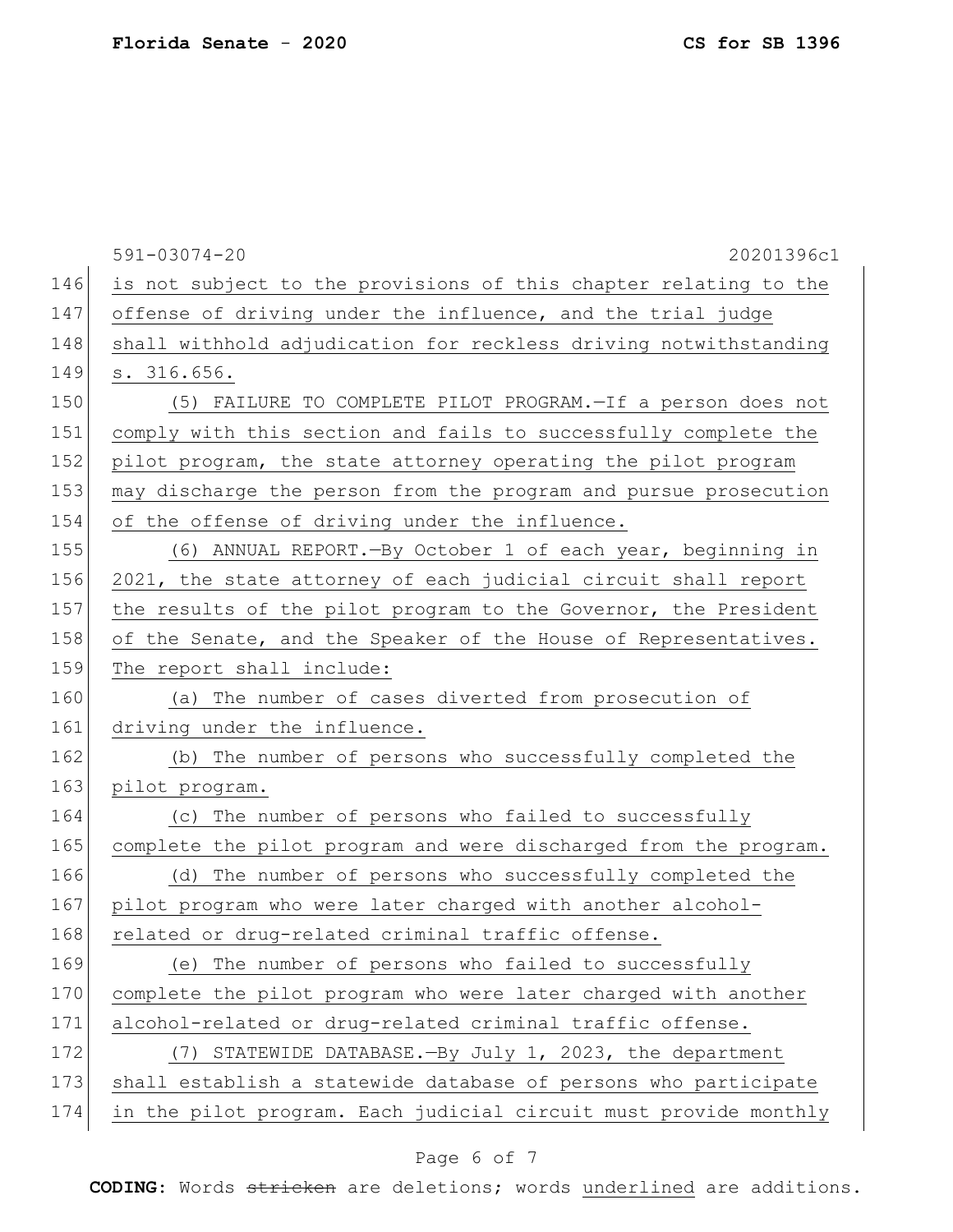is not subject to the provisions of this chapter relating to the offense of driving under the influence, and the trial judge shall withhold adjudication for reckless driving notwithstanding s. 316.656.

(5) FAILURE TO COMPLETE PILOT PROGRAM.—If a person does not comply with this section and fails to successfully complete the pilot program, the state attorney operating the pilot program may discharge the person from the program and pursue prosecution of the offense of driving under the influence.

(6) ANNUAL REPORT.—By October 1 of each year, beginning in 2021, the state attorney of each judicial circuit shall report the results of the pilot program to the Governor, the President of the Senate, and the Speaker of the House of Representatives. The report shall include:

(a) The number of cases diverted from prosecution of driving under the influence.

(b) The number of persons who successfully completed the pilot program.

(c) The number of persons who failed to successfully complete the pilot program and were discharged from the program.

(d) The number of persons who successfully completed the pilot program who were later charged with another alcohol-related or drug-related criminal traffic offense.

(e) The number of persons who failed to successfully complete the pilot program who were later charged with another alcohol-related or drug-related criminal traffic offense.

(7) STATEWIDE DATABASE.—By July 1, 2023, the department shall establish a statewide database of persons who participate in the pilot program. Each judicial circuit must provide monthly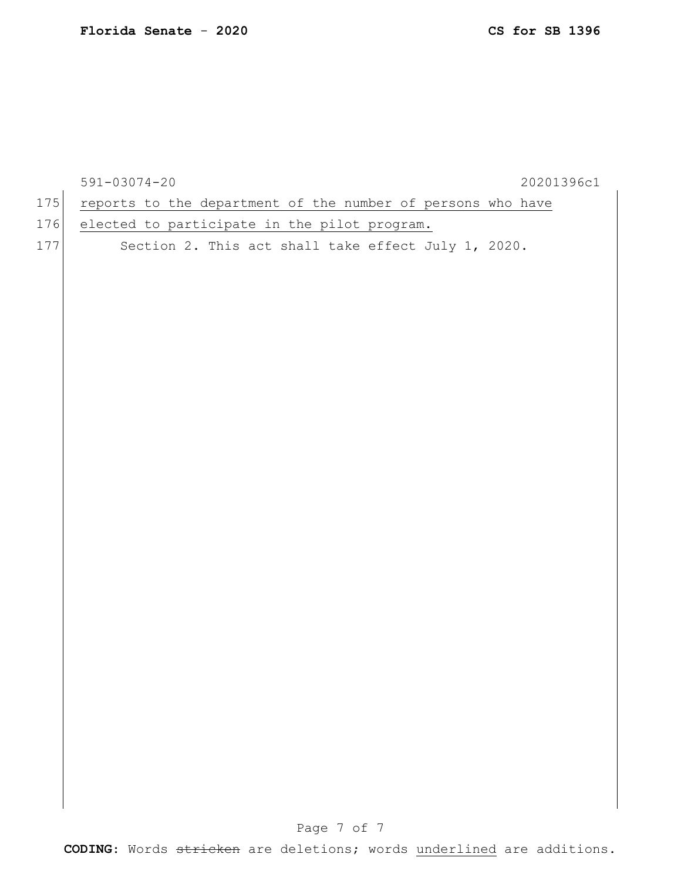591-03074-20 20201396c1

175 reports to the department of the number of persons who have

176 elected to participate in the pilot program.

177 Section 2. This act shall take effect July 1, 2020.

**CODING:** Words ~~stricken~~ are deletions; words underlined are additions.